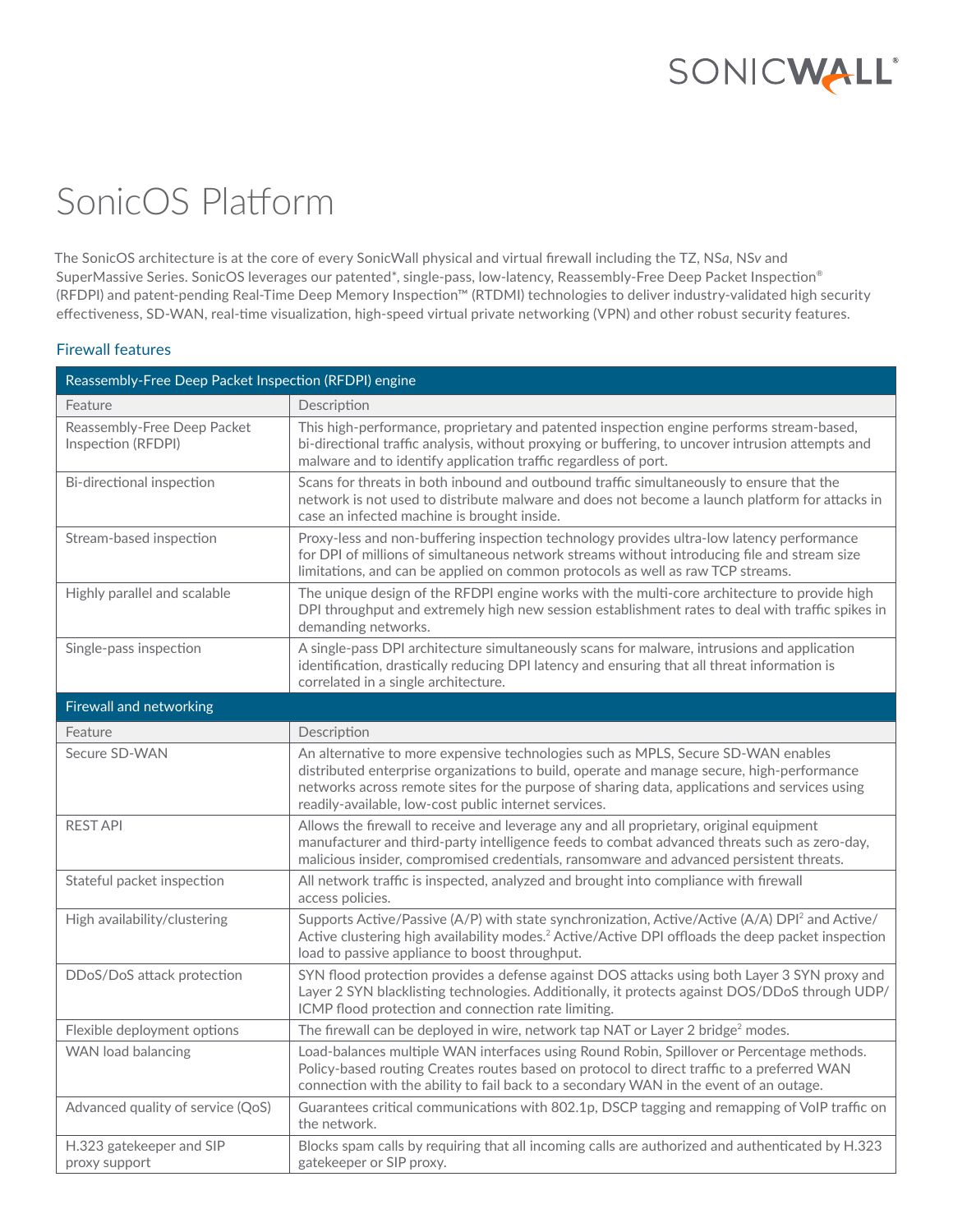# SonicOS Platform

The SonicOS architecture is at the core of every SonicWall physical and virtual firewall including the TZ, NS*a*, NS*v* and SuperMassive Series. SonicOS leverages our patented*, single-pass, low-latency, Reassembly-Free Deep Packet Inspection® (RFDPI) and patent-pending Real-Time Deep Memory Inspection™ (RTDMI) technologies to deliver industry-validated high security effectiveness, SD-WAN, real-time visualization, high-speed virtual private networking (VPN) and other robust security features.

## Firewall features

| Reassembly-Free Deep Packet Inspection (RFDPI) engine | |
|---|---|
| Feature | Description |
| Reassembly-Free Deep Packet Inspection (RFDPI) | This high-performance, proprietary and patented inspection engine performs stream-based, bi-directional traffic analysis, without proxying or buffering, to uncover intrusion attempts and malware and to identify application traffic regardless of port. |
| Bi-directional inspection | Scans for threats in both inbound and outbound traffic simultaneously to ensure that the network is not used to distribute malware and does not become a launch platform for attacks in case an infected machine is brought inside. |
| Stream-based inspection | Proxy-less and non-buffering inspection technology provides ultra-low latency performance for DPI of millions of simultaneous network streams without introducing file and stream size limitations, and can be applied on common protocols as well as raw TCP streams. |
| Highly parallel and scalable | The unique design of the RFDPI engine works with the multi-core architecture to provide high DPI throughput and extremely high new session establishment rates to deal with traffic spikes in demanding networks. |
| Single-pass inspection | A single-pass DPI architecture simultaneously scans for malware, intrusions and application identification, drastically reducing DPI latency and ensuring that all threat information is correlated in a single architecture. |

| Firewall and networking | |
|---|---|
| Feature | Description |
| Secure SD-WAN | An alternative to more expensive technologies such as MPLS, Secure SD-WAN enables distributed enterprise organizations to build, operate and manage secure, high-performance networks across remote sites for the purpose of sharing data, applications and services using readily-available, low-cost public internet services. |
| REST API | Allows the firewall to receive and leverage any and all proprietary, original equipment manufacturer and third-party intelligence feeds to combat advanced threats such as zero-day, malicious insider, compromised credentials, ransomware and advanced persistent threats. |
| Stateful packet inspection | All network traffic is inspected, analyzed and brought into compliance with firewall access policies. |
| High availability/clustering | Supports Active/Passive (A/P) with state synchronization, Active/Active (A/A) DPI[2] and Active/Active clustering high availability modes.[2] Active/Active DPI offloads the deep packet inspection load to passive appliance to boost throughput. |
| DDoS/DoS attack protection | SYN flood protection provides a defense against DOS attacks using both Layer 3 SYN proxy and Layer 2 SYN blacklisting technologies. Additionally, it protects against DOS/DDoS through UDP/ICMP flood protection and connection rate limiting. |
| Flexible deployment options | The firewall can be deployed in wire, network tap NAT or Layer 2 bridge[2] modes. |
| WAN load balancing | Load-balances multiple WAN interfaces using Round Robin, Spillover or Percentage methods. Policy-based routing Creates routes based on protocol to direct traffic to a preferred WAN connection with the ability to fail back to a secondary WAN in the event of an outage. |
| Advanced quality of service (QoS) | Guarantees critical communications with 802.1p, DSCP tagging and remapping of VoIP traffic on the network. |
| H.323 gatekeeper and SIP proxy support | Blocks spam calls by requiring that all incoming calls are authorized and authenticated by H.323 gatekeeper or SIP proxy. |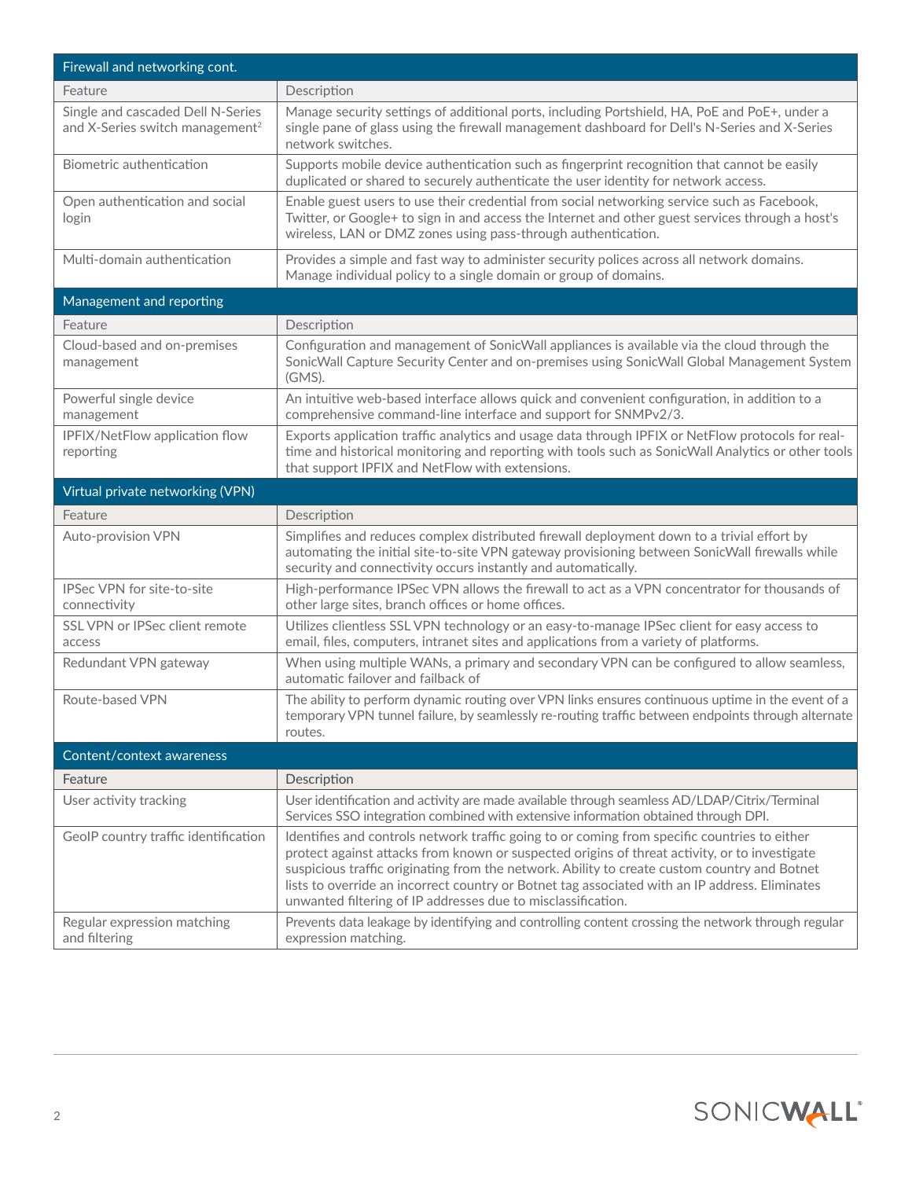| Firewall and networking cont. | |
|---|---|
| Feature | Description |
| Single and cascaded Dell N-Series and X-Series switch management[2] | Manage security settings of additional ports, including Portshield, HA, PoE and PoE+, under a single pane of glass using the firewall management dashboard for Dell's N-Series and X-Series network switches. |
| Biometric authentication | Supports mobile device authentication such as fingerprint recognition that cannot be easily duplicated or shared to securely authenticate the user identity for network access. |
| Open authentication and social login | Enable guest users to use their credential from social networking service such as Facebook, Twitter, or Google+ to sign in and access the Internet and other guest services through a host's wireless, LAN or DMZ zones using pass-through authentication. |
| Multi-domain authentication | Provides a simple and fast way to administer security polices across all network domains. Manage individual policy to a single domain or group of domains. |

| Management and reporting | |
|---|---|
| Feature | Description |
| Cloud-based and on-premises management | Configuration and management of SonicWall appliances is available via the cloud through the SonicWall Capture Security Center and on-premises using SonicWall Global Management System (GMS). |
| Powerful single device management | An intuitive web-based interface allows quick and convenient configuration, in addition to a comprehensive command-line interface and support for SNMPv2/3. |
| IPFIX/NetFlow application flow reporting | Exports application traffic analytics and usage data through IPFIX or NetFlow protocols for real-time and historical monitoring and reporting with tools such as SonicWall Analytics or other tools that support IPFIX and NetFlow with extensions. |

| Virtual private networking (VPN) | |
|---|---|
| Feature | Description |
| Auto-provision VPN | Simplifies and reduces complex distributed firewall deployment down to a trivial effort by automating the initial site-to-site VPN gateway provisioning between SonicWall firewalls while security and connectivity occurs instantly and automatically. |
| IPSec VPN for site-to-site connectivity | High-performance IPSec VPN allows the firewall to act as a VPN concentrator for thousands of other large sites, branch offices or home offices. |
| SSL VPN or IPSec client remote access | Utilizes clientless SSL VPN technology or an easy-to-manage IPSec client for easy access to email, files, computers, intranet sites and applications from a variety of platforms. |
| Redundant VPN gateway | When using multiple WANs, a primary and secondary VPN can be configured to allow seamless, automatic failover and failback of |
| Route-based VPN | The ability to perform dynamic routing over VPN links ensures continuous uptime in the event of a temporary VPN tunnel failure, by seamlessly re-routing traffic between endpoints through alternate routes. |

| Content/context awareness | |
|---|---|
| Feature | Description |
| User activity tracking | User identification and activity are made available through seamless AD/LDAP/Citrix/Terminal Services SSO integration combined with extensive information obtained through DPI. |
| GeoIP country traffic identification | Identifies and controls network traffic going to or coming from specific countries to either protect against attacks from known or suspected origins of threat activity, or to investigate suspicious traffic originating from the network. Ability to create custom country and Botnet lists to override an incorrect country or Botnet tag associated with an IP address. Eliminates unwanted filtering of IP addresses due to misclassification. |
| Regular expression matching and filtering | Prevents data leakage by identifying and controlling content crossing the network through regular expression matching. |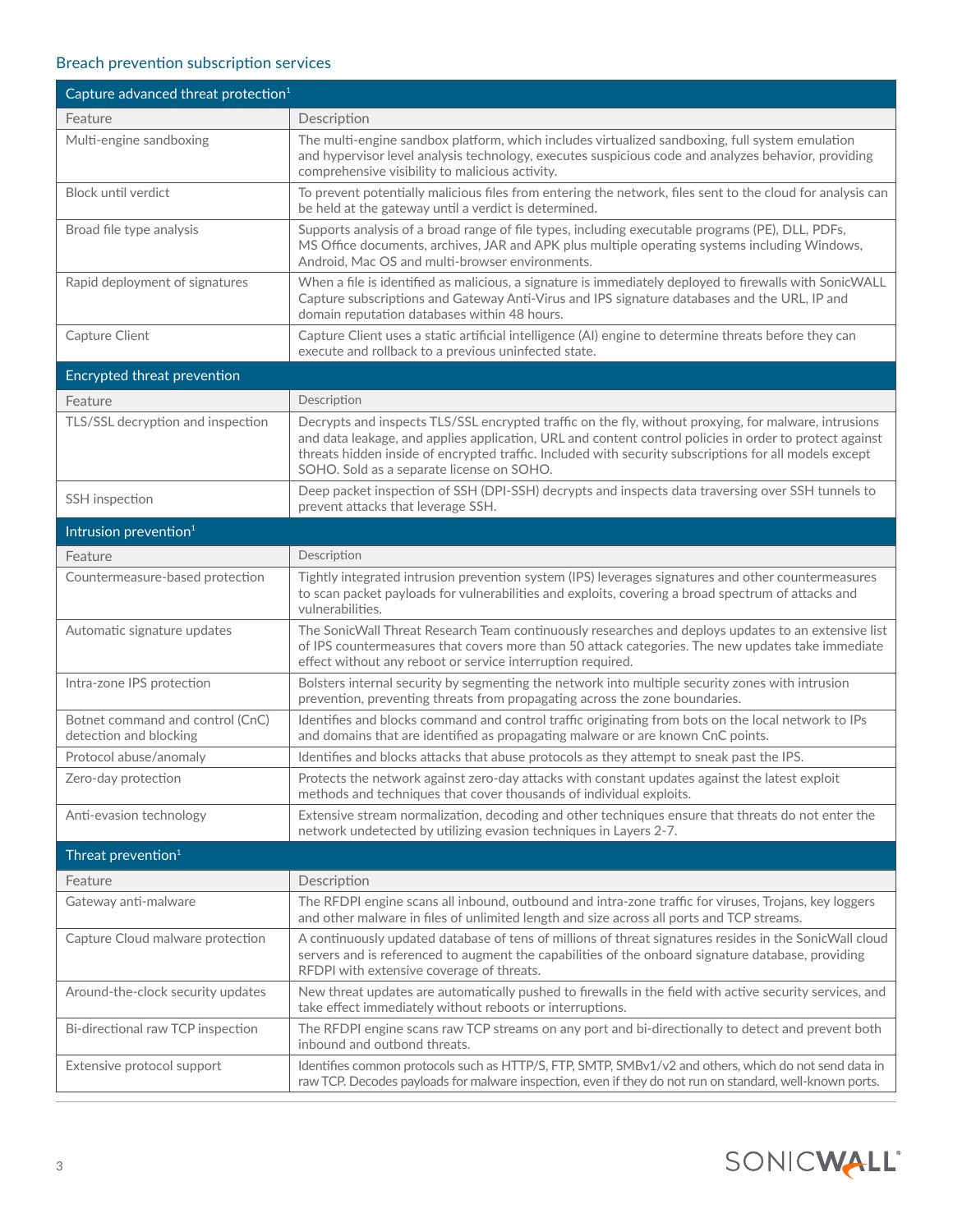## Breach prevention subscription services

| Capture advanced threat protection[1] | |
|---|---|
| Feature | Description |
| Multi-engine sandboxing | The multi-engine sandbox platform, which includes virtualized sandboxing, full system emulation and hypervisor level analysis technology, executes suspicious code and analyzes behavior, providing comprehensive visibility to malicious activity. |
| Block until verdict | To prevent potentially malicious files from entering the network, files sent to the cloud for analysis can be held at the gateway until a verdict is determined. |
| Broad file type analysis | Supports analysis of a broad range of file types, including executable programs (PE), DLL, PDFs, MS Office documents, archives, JAR and APK plus multiple operating systems including Windows, Android, Mac OS and multi-browser environments. |
| Rapid deployment of signatures | When a file is identified as malicious, a signature is immediately deployed to firewalls with SonicWALL Capture subscriptions and Gateway Anti-Virus and IPS signature databases and the URL, IP and domain reputation databases within 48 hours. |
| Capture Client | Capture Client uses a static artificial intelligence (AI) engine to determine threats before they can execute and rollback to a previous uninfected state. |

| Encrypted threat prevention | |
|---|---|
| Feature | Description |
| TLS/SSL decryption and inspection | Decrypts and inspects TLS/SSL encrypted traffic on the fly, without proxying, for malware, intrusions and data leakage, and applies application, URL and content control policies in order to protect against threats hidden inside of encrypted traffic. Included with security subscriptions for all models except SOHO. Sold as a separate license on SOHO. |
| SSH inspection | Deep packet inspection of SSH (DPI-SSH) decrypts and inspects data traversing over SSH tunnels to prevent attacks that leverage SSH. |

| Intrusion prevention[1] | |
|---|---|
| Feature | Description |
| Countermeasure-based protection | Tightly integrated intrusion prevention system (IPS) leverages signatures and other countermeasures to scan packet payloads for vulnerabilities and exploits, covering a broad spectrum of attacks and vulnerabilities. |
| Automatic signature updates | The SonicWall Threat Research Team continuously researches and deploys updates to an extensive list of IPS countermeasures that covers more than 50 attack categories. The new updates take immediate effect without any reboot or service interruption required. |
| Intra-zone IPS protection | Bolsters internal security by segmenting the network into multiple security zones with intrusion prevention, preventing threats from propagating across the zone boundaries. |
| Botnet command and control (CnC) detection and blocking | Identifies and blocks command and control traffic originating from bots on the local network to IPs and domains that are identified as propagating malware or are known CnC points. |
| Protocol abuse/anomaly | Identifies and blocks attacks that abuse protocols as they attempt to sneak past the IPS. |
| Zero-day protection | Protects the network against zero-day attacks with constant updates against the latest exploit methods and techniques that cover thousands of individual exploits. |
| Anti-evasion technology | Extensive stream normalization, decoding and other techniques ensure that threats do not enter the network undetected by utilizing evasion techniques in Layers 2-7. |

| Threat prevention[1] | |
|---|---|
| Feature | Description |
| Gateway anti-malware | The RFDPI engine scans all inbound, outbound and intra-zone traffic for viruses, Trojans, key loggers and other malware in files of unlimited length and size across all ports and TCP streams. |
| Capture Cloud malware protection | A continuously updated database of tens of millions of threat signatures resides in the SonicWall cloud servers and is referenced to augment the capabilities of the onboard signature database, providing RFDPI with extensive coverage of threats. |
| Around-the-clock security updates | New threat updates are automatically pushed to firewalls in the field with active security services, and take effect immediately without reboots or interruptions. |
| Bi-directional raw TCP inspection | The RFDPI engine scans raw TCP streams on any port and bi-directionally to detect and prevent both inbound and outbond threats. |
| Extensive protocol support | Identifies common protocols such as HTTP/S, FTP, SMTP, SMBv1/v2 and others, which do not send data in raw TCP. Decodes payloads for malware inspection, even if they do not run on standard, well-known ports. |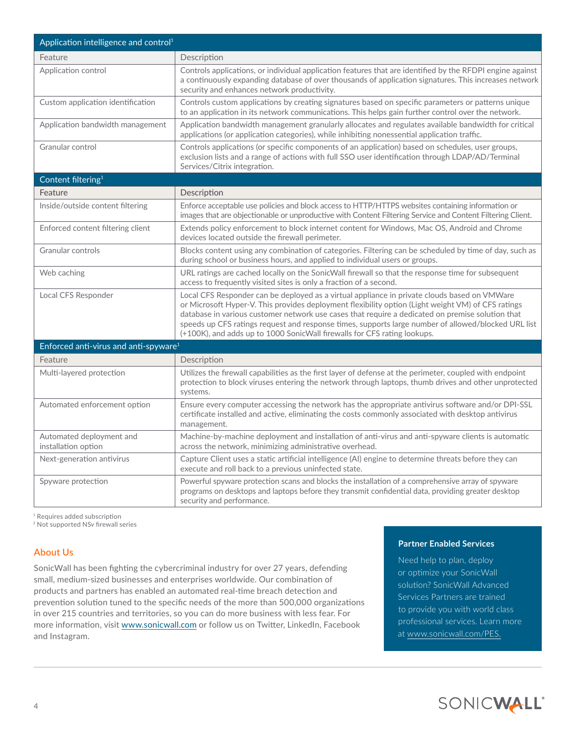| Application intelligence and control[1] | |
|---|---|
| Feature | Description |
| Application control | Controls applications, or individual application features that are identified by the RFDPI engine against a continuously expanding database of over thousands of application signatures. This increases network security and enhances network productivity. |
| Custom application identification | Controls custom applications by creating signatures based on specific parameters or patterns unique to an application in its network communications. This helps gain further control over the network. |
| Application bandwidth management | Application bandwidth management granularly allocates and regulates available bandwidth for critical applications (or application categories), while inhibiting nonessential application traffic. |
| Granular control | Controls applications (or specific components of an application) based on schedules, user groups, exclusion lists and a range of actions with full SSO user identification through LDAP/AD/Terminal Services/Citrix integration. |

| Content filtering[1] | |
|---|---|
| Feature | Description |
| Inside/outside content filtering | Enforce acceptable use policies and block access to HTTP/HTTPS websites containing information or images that are objectionable or unproductive with Content Filtering Service and Content Filtering Client. |
| Enforced content filtering client | Extends policy enforcement to block internet content for Windows, Mac OS, Android and Chrome devices located outside the firewall perimeter. |
| Granular controls | Blocks content using any combination of categories. Filtering can be scheduled by time of day, such as during school or business hours, and applied to individual users or groups. |
| Web caching | URL ratings are cached locally on the SonicWall firewall so that the response time for subsequent access to frequently visited sites is only a fraction of a second. |
| Local CFS Responder | Local CFS Responder can be deployed as a virtual appliance in private clouds based on VMWare or Microsoft Hyper-V. This provides deployment flexibility option (Light weight VM) of CFS ratings database in various customer network use cases that require a dedicated on premise solution that speeds up CFS ratings request and response times, supports large number of allowed/blocked URL list (+100K), and adds up to 1000 SonicWall firewalls for CFS rating lookups. |

| Enforced anti-virus and anti-spyware[1] | |
|---|---|
| Feature | Description |
| Multi-layered protection | Utilizes the firewall capabilities as the first layer of defense at the perimeter, coupled with endpoint protection to block viruses entering the network through laptops, thumb drives and other unprotected systems. |
| Automated enforcement option | Ensure every computer accessing the network has the appropriate antivirus software and/or DPI-SSL certificate installed and active, eliminating the costs commonly associated with desktop antivirus management. |
| Automated deployment and installation option | Machine-by-machine deployment and installation of anti-virus and anti-spyware clients is automatic across the network, minimizing administrative overhead. |
| Next-generation antivirus | Capture Client uses a static artificial intelligence (AI) engine to determine threats before they can execute and roll back to a previous uninfected state. |
| Spyware protection | Powerful spyware protection scans and blocks the installation of a comprehensive array of spyware programs on desktops and laptops before they transmit confidential data, providing greater desktop security and performance. |

[1] Requires added subscription
[2] Not supported NSv firewall series

## About Us

SonicWall has been fighting the cybercriminal industry for over 27 years, defending small, medium-sized businesses and enterprises worldwide. Our combination of products and partners has enabled an automated real-time breach detection and prevention solution tuned to the specific needs of the more than 500,000 organizations in over 215 countries and territories, so you can do more business with less fear. For more information, visit www.sonicwall.com or follow us on Twitter, LinkedIn, Facebook and Instagram.

### Partner Enabled Services

Need help to plan, deploy or optimize your SonicWall solution? SonicWall Advanced Services Partners are trained to provide you with world class professional services. Learn more at www.sonicwall.com/PES.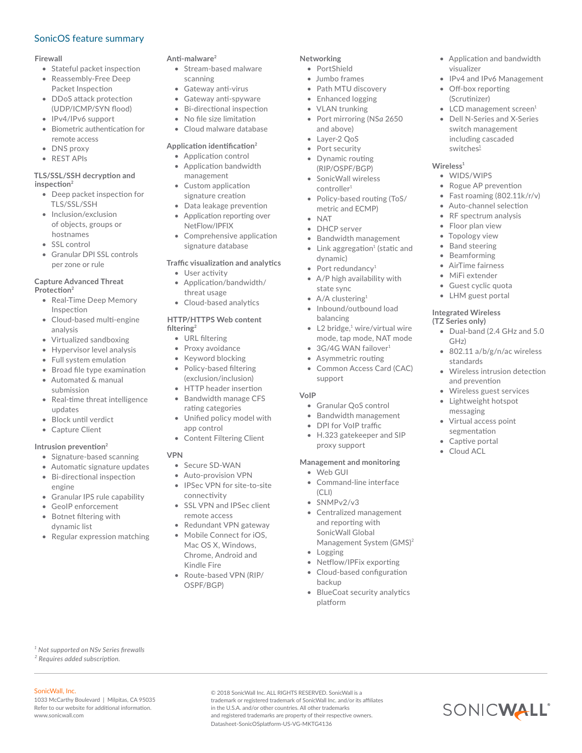## SonicOS feature summary

### Firewall

- Stateful packet inspection
- Reassembly-Free Deep Packet Inspection
- DDoS attack protection (UDP/ICMP/SYN flood)
- IPv4/IPv6 support
- Biometric authentication for remote access
- DNS proxy
- REST APIs

### TLS/SSL/SSH decryption and inspection[2]

- Deep packet inspection for TLS/SSL/SSH
- Inclusion/exclusion of objects, groups or hostnames
- SSL control
- Granular DPI SSL controls per zone or rule

### Capture Advanced Threat Protection[2]

- Real-Time Deep Memory Inspection
- Cloud-based multi-engine analysis
- Virtualized sandboxing
- Hypervisor level analysis
- Full system emulation
- Broad file type examination
- Automated & manual submission
- Real-time threat intelligence updates
- Block until verdict
- Capture Client

### Intrusion prevention[2]

- Signature-based scanning
- Automatic signature updates
- Bi-directional inspection engine
- Granular IPS rule capability
- GeoIP enforcement
- Botnet filtering with dynamic list
- Regular expression matching

### Anti-malware[2]

- Stream-based malware scanning
- Gateway anti-virus
- Gateway anti-spyware
- Bi-directional inspection
- No file size limitation
- Cloud malware database

### Application identification[2]

- Application control
- Application bandwidth management
- Custom application signature creation
- Data leakage prevention
- Application reporting over NetFlow/IPFIX
- Comprehensive application signature database

### Traffic visualization and analytics

- User activity
- Application/bandwidth/threat usage
- Cloud-based analytics

### HTTP/HTTPS Web content filtering[2]

- URL filtering
- Proxy avoidance
- Keyword blocking
- Policy-based filtering (exclusion/inclusion)
- HTTP header insertion
- Bandwidth manage CFS rating categories
- Unified policy model with app control
- Content Filtering Client

### VPN

- Secure SD-WAN
- Auto-provision VPN
- IPSec VPN for site-to-site connectivity
- SSL VPN and IPSec client remote access
- Redundant VPN gateway
- Mobile Connect for iOS, Mac OS X, Windows, Chrome, Android and Kindle Fire
- Route-based VPN (RIP/OSPF/BGP)

### Networking

- PortShield
- Jumbo frames
- Path MTU discovery
- Enhanced logging
- VLAN trunking
- Port mirroring (NS*a* 2650 and above)
- Layer-2 QoS
- Port security
- Dynamic routing (RIP/OSPF/BGP)
- SonicWall wireless controller[1]
- Policy-based routing (ToS/metric and ECMP)
- NAT
- DHCP server
- Bandwidth management
- Link aggregation[1] (static and dynamic)
- Port redundancy[1]
- A/P high availability with state sync
- A/A clustering[1]
- Inbound/outbound load balancing
- L2 bridge,[1] wire/virtual wire mode, tap mode, NAT mode
- 3G/4G WAN failover[1]
- Asymmetric routing
- Common Access Card (CAC) support

### VoIP

- Granular QoS control
- Bandwidth management
- DPI for VoIP traffic
- H.323 gatekeeper and SIP proxy support

### Management and monitoring

- Web GUI
- Command-line interface (CLI)
- SNMPv2/v3
- Centralized management and reporting with SonicWall Global Management System (GMS)[2]
- Logging
- Netflow/IPFix exporting
- Cloud-based configuration backup
- BlueCoat security analytics platform
- Application and bandwidth visualizer
- IPv4 and IPv6 Management
- Off-box reporting (Scrutinizer)
- LCD management screen[1]
- Dell N-Series and X-Series switch management including cascaded switches[1]

### Wireless[1]

- WIDS/WIPS
- Rogue AP prevention
- Fast roaming (802.11k/r/v)
- Auto-channel selection
- RF spectrum analysis
- Floor plan view
- Topology view
- Band steering
- Beamforming
- AirTime fairness
- MiFi extender
- Guest cyclic quota
- LHM guest portal

### Integrated Wireless (TZ Series only)

- Dual-band (2.4 GHz and 5.0 GHz)
- 802.11 a/b/g/n/ac wireless standards
- Wireless intrusion detection and prevention
- Wireless guest services
- Lightweight hotspot messaging
- Virtual access point segmentation
- Captive portal
- Cloud ACL

*[1] Not supported on NSv Series firewalls*
*[2] Requires added subscription.*

SonicWall, Inc.
1033 McCarthy Boulevard | Milpitas, CA 95035
Refer to our website for additional information.
www.sonicwall.com

© 2018 SonicWall Inc. ALL RIGHTS RESERVED. SonicWall is a trademark or registered trademark of SonicWall Inc. and/or its affiliates in the U.S.A. and/or other countries. All other trademarks and registered trademarks are property of their respective owners.
Datasheet-SonicOSplatform-US-VG-MKTG4136